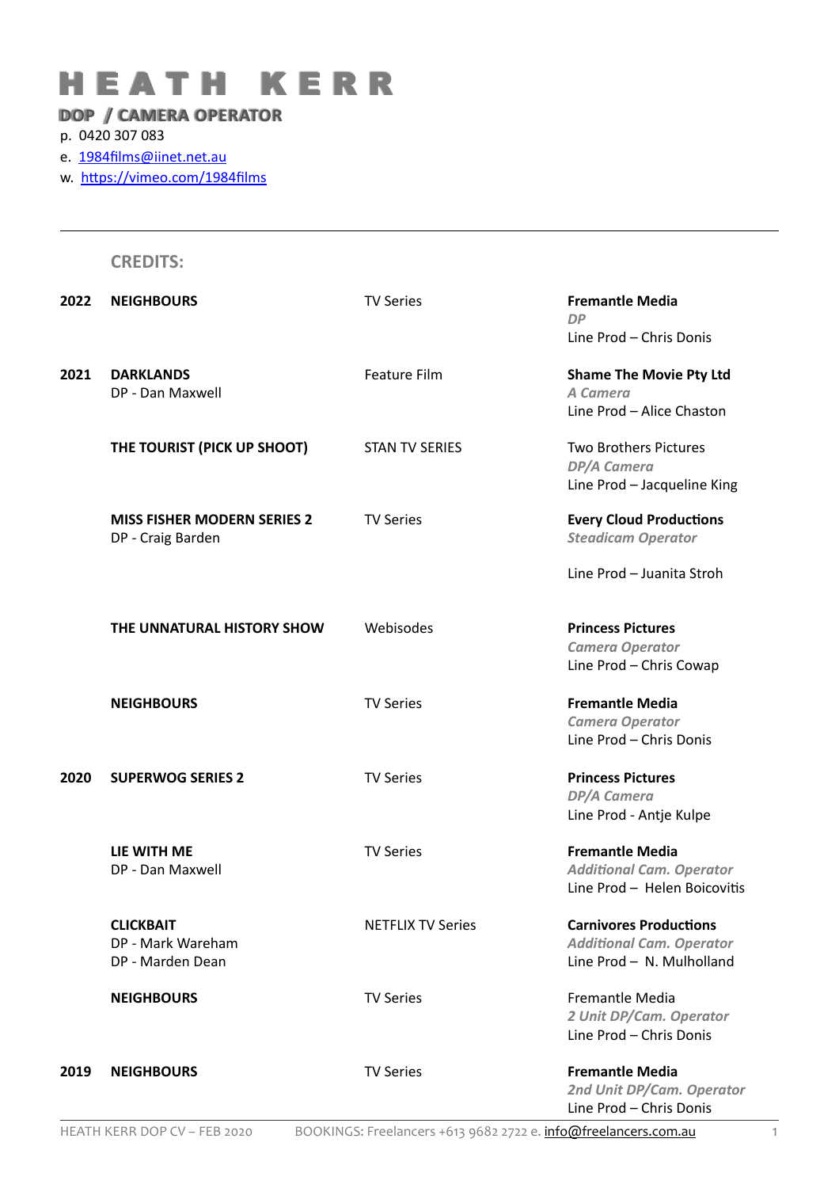# HEATH KERR

**DOP / CAMERA OPERATOR**

p. 0420 307 083
e. 1984films@iinet.net.au
w. https://vimeo.com/1984films

---

## CREDITS:

| Year | Production | Type | Company / Role |
|---|---|---|---|
| **2022** | **NEIGHBOURS** | TV Series | **Fremantle Media**<br>*DP*<br>Line Prod – Chris Donis |
| **2021** | **DARKLANDS**<br>DP - Dan Maxwell | Feature Film | **Shame The Movie Pty Ltd**<br>*A Camera*<br>Line Prod – Alice Chaston |
| | **THE TOURIST (PICK UP SHOOT)** | STAN TV SERIES | Two Brothers Pictures<br>*DP/A Camera*<br>Line Prod – Jacqueline King |
| | **MISS FISHER MODERN SERIES 2**<br>DP - Craig Barden | TV Series | **Every Cloud Productions**<br>*Steadicam Operator*<br>Line Prod – Juanita Stroh |
| | **THE UNNATURAL HISTORY SHOW** | Webisodes | **Princess Pictures**<br>*Camera Operator*<br>Line Prod – Chris Cowap |
| | **NEIGHBOURS** | TV Series | **Fremantle Media**<br>*Camera Operator*<br>Line Prod – Chris Donis |
| **2020** | **SUPERWOG SERIES 2** | TV Series | **Princess Pictures**<br>*DP/A Camera*<br>Line Prod - Antje Kulpe |
| | **LIE WITH ME**<br>DP - Dan Maxwell | TV Series | **Fremantle Media**<br>*Additional Cam. Operator*<br>Line Prod – Helen Boicovitis |
| | **CLICKBAIT**<br>DP - Mark Wareham<br>DP - Marden Dean | NETFLIX TV Series | **Carnivores Productions**<br>*Additional Cam. Operator*<br>Line Prod – N. Mulholland |
| | **NEIGHBOURS** | TV Series | Fremantle Media<br>*2 Unit DP/Cam. Operator*<br>Line Prod – Chris Donis |
| **2019** | **NEIGHBOURS** | TV Series | **Fremantle Media**<br>*2nd Unit DP/Cam. Operator*<br>Line Prod – Chris Donis |

HEATH KERR DOP CV – FEB 2020 BOOKINGS: Freelancers +613 9682 2722 e. info@freelancers.com.au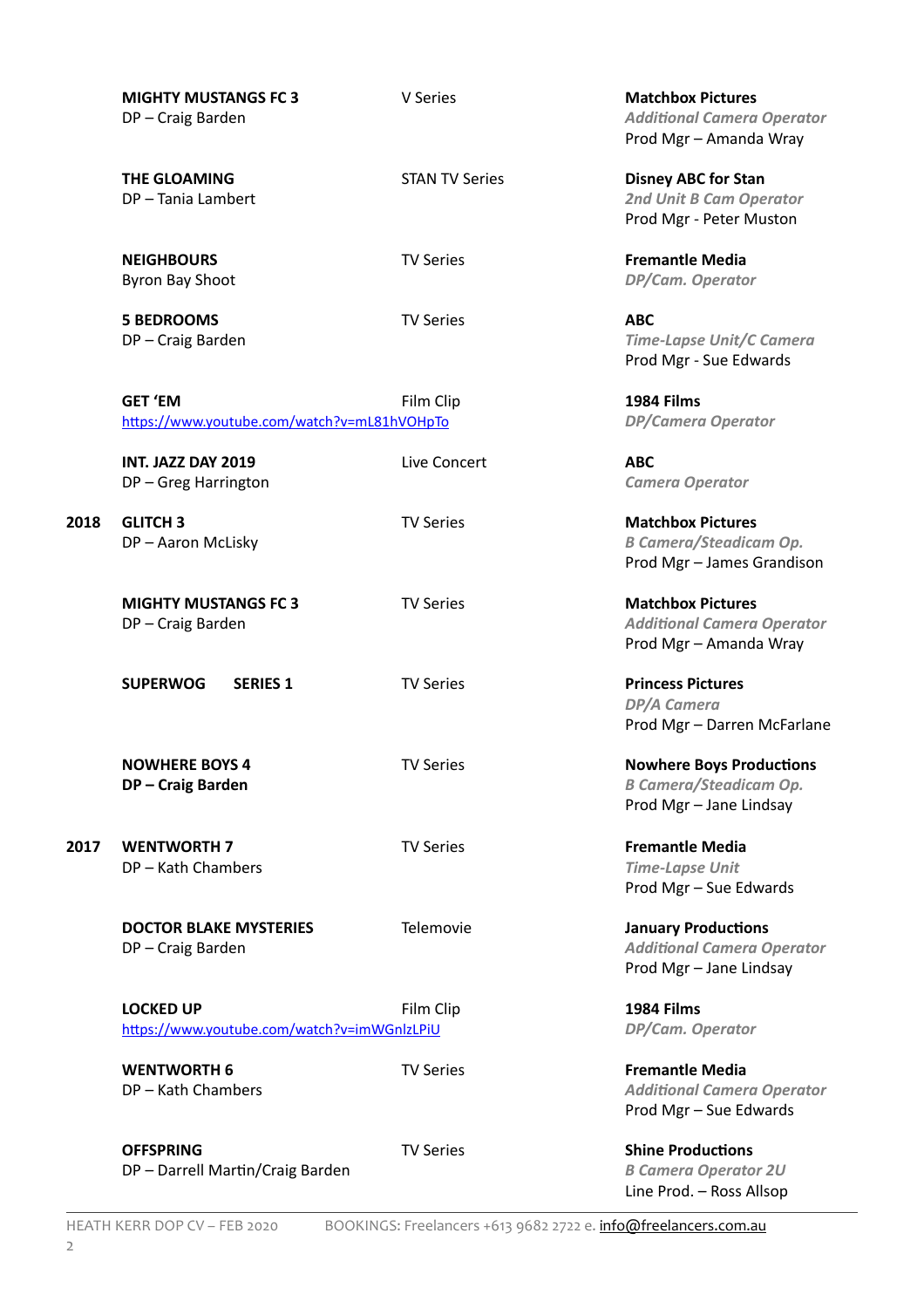| Year | Production | Type | Company / Role |
|---|---|---|---|
| | **MIGHTY MUSTANGS FC 3**<br>DP – Craig Barden | V Series | **Matchbox Pictures**<br>*Additional Camera Operator*<br>Prod Mgr – Amanda Wray |
| | **THE GLOAMING**<br>DP – Tania Lambert | STAN TV Series | **Disney ABC for Stan**<br>*2nd Unit B Cam Operator*<br>Prod Mgr - Peter Muston |
| | **NEIGHBOURS**<br>Byron Bay Shoot | TV Series | **Fremantle Media**<br>*DP/Cam. Operator* |
| | **5 BEDROOMS**<br>DP – Craig Barden | TV Series | **ABC**<br>*Time-Lapse Unit/C Camera*<br>Prod Mgr - Sue Edwards |
| | **GET 'EM**<br>https://www.youtube.com/watch?v=mL81hVOHpTo | Film Clip | **1984 Films**<br>*DP/Camera Operator* |
| | **INT. JAZZ DAY 2019**<br>DP – Greg Harrington | Live Concert | **ABC**<br>*Camera Operator* |
| **2018** | **GLITCH 3**<br>DP – Aaron McLisky | TV Series | **Matchbox Pictures**<br>*B Camera/Steadicam Op.*<br>Prod Mgr – James Grandison |
| | **MIGHTY MUSTANGS FC 3**<br>DP – Craig Barden | TV Series | **Matchbox Pictures**<br>*Additional Camera Operator*<br>Prod Mgr – Amanda Wray |
| | **SUPERWOG SERIES 1** | TV Series | **Princess Pictures**<br>*DP/A Camera*<br>Prod Mgr – Darren McFarlane |
| | **NOWHERE BOYS 4**<br>**DP – Craig Barden** | TV Series | **Nowhere Boys Productions**<br>*B Camera/Steadicam Op.*<br>Prod Mgr – Jane Lindsay |
| **2017** | **WENTWORTH 7**<br>DP – Kath Chambers | TV Series | **Fremantle Media**<br>*Time-Lapse Unit*<br>Prod Mgr – Sue Edwards |
| | **DOCTOR BLAKE MYSTERIES**<br>DP – Craig Barden | Telemovie | **January Productions**<br>*Additional Camera Operator*<br>Prod Mgr – Jane Lindsay |
| | **LOCKED UP**<br>https://www.youtube.com/watch?v=imWGnlzLPiU | Film Clip | **1984 Films**<br>*DP/Cam. Operator* |
| | **WENTWORTH 6**<br>DP – Kath Chambers | TV Series | **Fremantle Media**<br>*Additional Camera Operator*<br>Prod Mgr – Sue Edwards |
| | **OFFSPRING**<br>DP – Darrell Martin/Craig Barden | TV Series | **Shine Productions**<br>*B Camera Operator 2U*<br>Line Prod. – Ross Allsop |

HEATH KERR DOP CV – FEB 2020 BOOKINGS: Freelancers +613 9682 2722 e. info@freelancers.com.au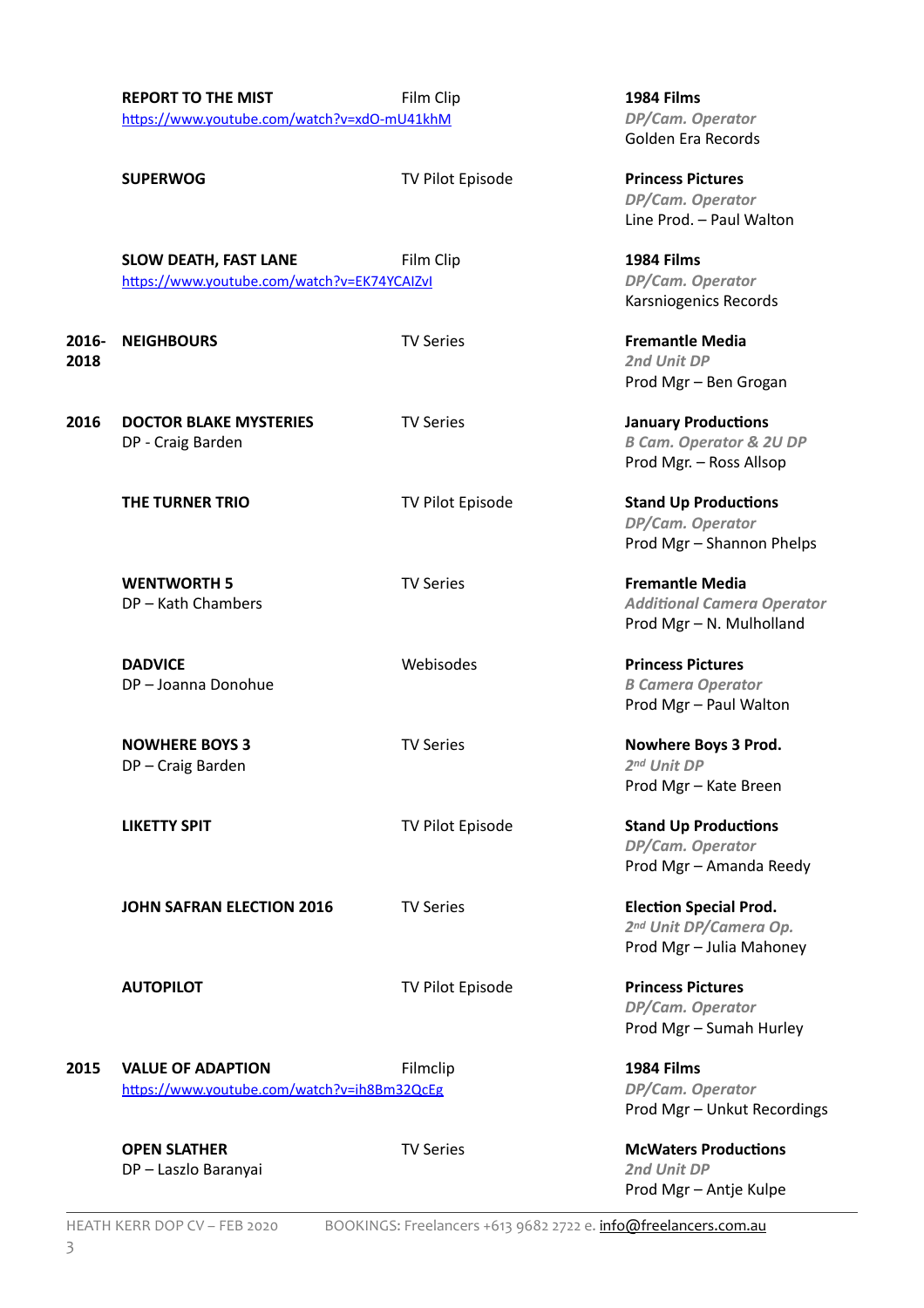| Year | Title | Type | Production / Role |
|---|---|---|---|
| | **REPORT TO THE MIST** https://www.youtube.com/watch?v=xdO-mU41khM | Film Clip | **1984 Films** *DP/Cam. Operator* Golden Era Records |
| | **SUPERWOG** | TV Pilot Episode | **Princess Pictures** *DP/Cam. Operator* Line Prod. – Paul Walton |
| | **SLOW DEATH, FAST LANE** https://www.youtube.com/watch?v=EK74YCAIZvI | Film Clip | **1984 Films** *DP/Cam. Operator* Karsniogenics Records |
| **2016-2018** | **NEIGHBOURS** | TV Series | **Fremantle Media** *2nd Unit DP* Prod Mgr – Ben Grogan |
| **2016** | **DOCTOR BLAKE MYSTERIES** DP - Craig Barden | TV Series | **January Productions** *B Cam. Operator & 2U DP* Prod Mgr. – Ross Allsop |
| | **THE TURNER TRIO** | TV Pilot Episode | **Stand Up Productions** *DP/Cam. Operator* Prod Mgr – Shannon Phelps |
| | **WENTWORTH 5** DP – Kath Chambers | TV Series | **Fremantle Media** *Additional Camera Operator* Prod Mgr – N. Mulholland |
| | **DADVICE** DP – Joanna Donohue | Webisodes | **Princess Pictures** *B Camera Operator* Prod Mgr – Paul Walton |
| | **NOWHERE BOYS 3** DP – Craig Barden | TV Series | **Nowhere Boys 3 Prod.** *2nd Unit DP* Prod Mgr – Kate Breen |
| | **LIKETTY SPIT** | TV Pilot Episode | **Stand Up Productions** *DP/Cam. Operator* Prod Mgr – Amanda Reedy |
| | **JOHN SAFRAN ELECTION 2016** | TV Series | **Election Special Prod.** *2nd Unit DP/Camera Op.* Prod Mgr – Julia Mahoney |
| | **AUTOPILOT** | TV Pilot Episode | **Princess Pictures** *DP/Cam. Operator* Prod Mgr – Sumah Hurley |
| **2015** | **VALUE OF ADAPTION** https://www.youtube.com/watch?v=ih8Bm32QcEg | Filmclip | **1984 Films** *DP/Cam. Operator* Prod Mgr – Unkut Recordings |
| | **OPEN SLATHER** DP – Laszlo Baranyai | TV Series | **McWaters Productions** *2nd Unit DP* Prod Mgr – Antje Kulpe |

HEATH KERR DOP CV – FEB 2020 BOOKINGS: Freelancers +613 9682 2722 e. info@freelancers.com.au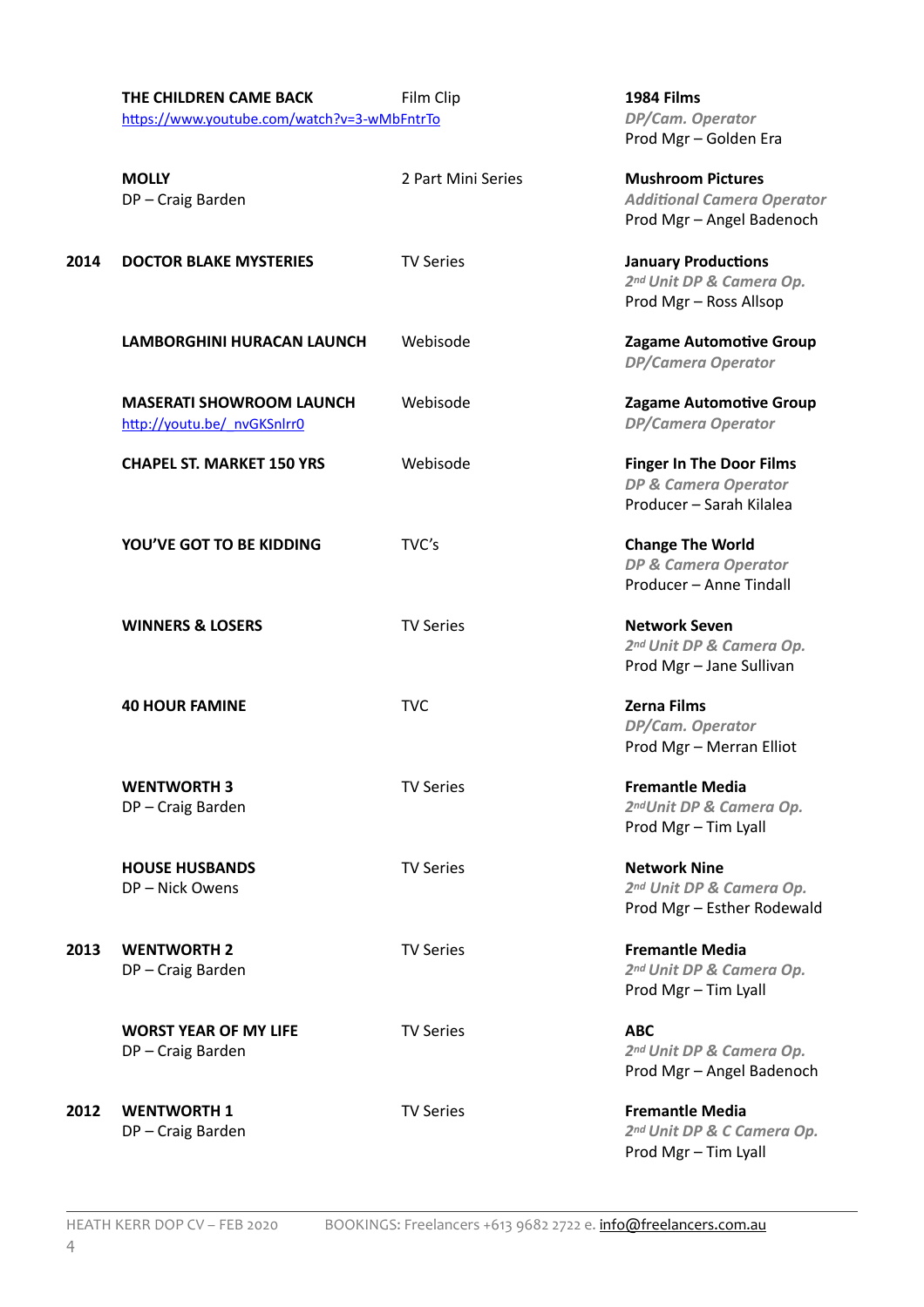| | | | |
|---|---|---|---|
| | **THE CHILDREN CAME BACK**<br>https://www.youtube.com/watch?v=3-wMbFntrTo | Film Clip | **1984 Films**<br>*DP/Cam. Operator*<br>Prod Mgr – Golden Era |
| | **MOLLY**<br>DP – Craig Barden | 2 Part Mini Series | **Mushroom Pictures**<br>*Additional Camera Operator*<br>Prod Mgr – Angel Badenoch |
| **2014** | **DOCTOR BLAKE MYSTERIES** | TV Series | **January Productions**<br>*2nd Unit DP & Camera Op.*<br>Prod Mgr – Ross Allsop |
| | **LAMBORGHINI HURACAN LAUNCH** | Webisode | **Zagame Automotive Group**<br>*DP/Camera Operator* |
| | **MASERATI SHOWROOM LAUNCH**<br>http://youtu.be/_nvGKSnlrr0 | Webisode | **Zagame Automotive Group**<br>*DP/Camera Operator* |
| | **CHAPEL ST. MARKET 150 YRS** | Webisode | **Finger In The Door Films**<br>*DP & Camera Operator*<br>Producer – Sarah Kilalea |
| | **YOU'VE GOT TO BE KIDDING** | TVC's | **Change The World**<br>*DP & Camera Operator*<br>Producer – Anne Tindall |
| | **WINNERS & LOSERS** | TV Series | **Network Seven**<br>*2nd Unit DP & Camera Op.*<br>Prod Mgr – Jane Sullivan |
| | **40 HOUR FAMINE** | TVC | **Zerna Films**<br>*DP/Cam. Operator*<br>Prod Mgr – Merran Elliot |
| | **WENTWORTH 3**<br>DP – Craig Barden | TV Series | **Fremantle Media**<br>*2ndUnit DP & Camera Op.*<br>Prod Mgr – Tim Lyall |
| | **HOUSE HUSBANDS**<br>DP – Nick Owens | TV Series | **Network Nine**<br>*2nd Unit DP & Camera Op.*<br>Prod Mgr – Esther Rodewald |
| **2013** | **WENTWORTH 2**<br>DP – Craig Barden | TV Series | **Fremantle Media**<br>*2nd Unit DP & Camera Op.*<br>Prod Mgr – Tim Lyall |
| | **WORST YEAR OF MY LIFE**<br>DP – Craig Barden | TV Series | **ABC**<br>*2nd Unit DP & Camera Op.*<br>Prod Mgr – Angel Badenoch |
| **2012** | **WENTWORTH 1**<br>DP – Craig Barden | TV Series | **Fremantle Media**<br>*2nd Unit DP & C Camera Op.*<br>Prod Mgr – Tim Lyall |